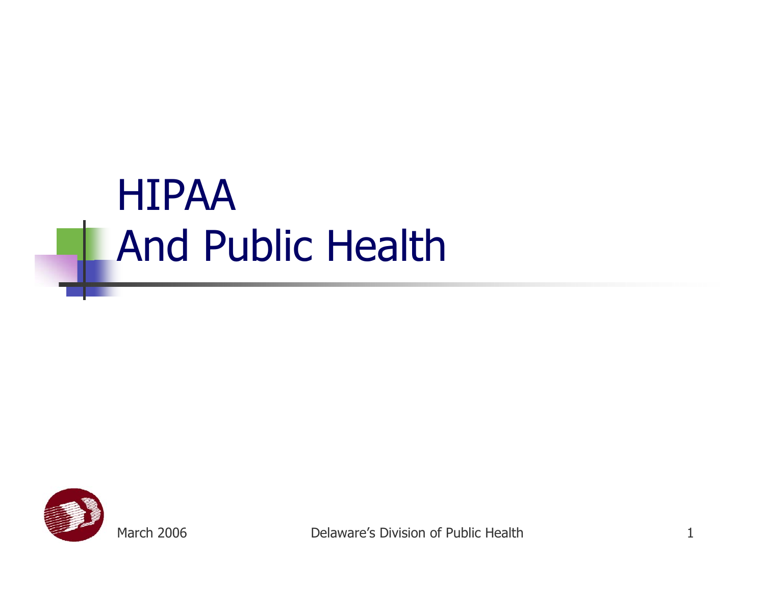# HIPAA
# And Public Health

March 2006

Delaware's Division of Public Health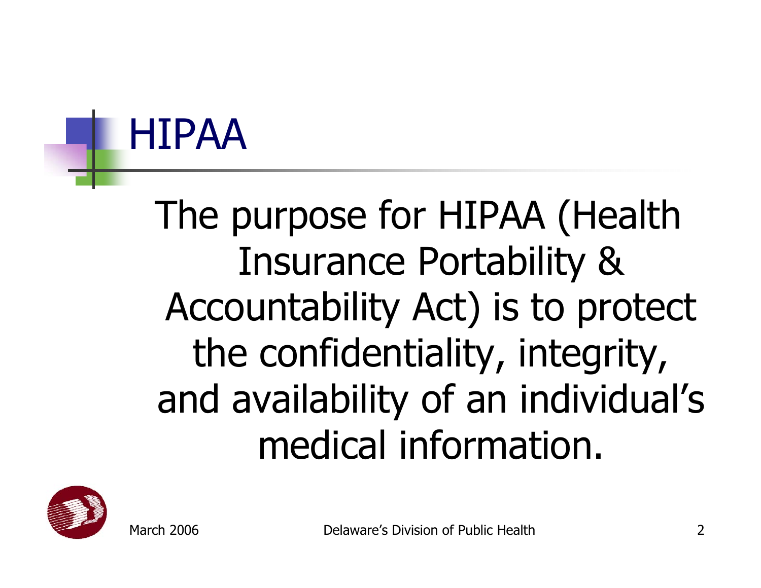# HIPAA

The purpose for HIPAA (Health Insurance Portability & Accountability Act) is to protect the confidentiality, integrity, and availability of an individual's medical information.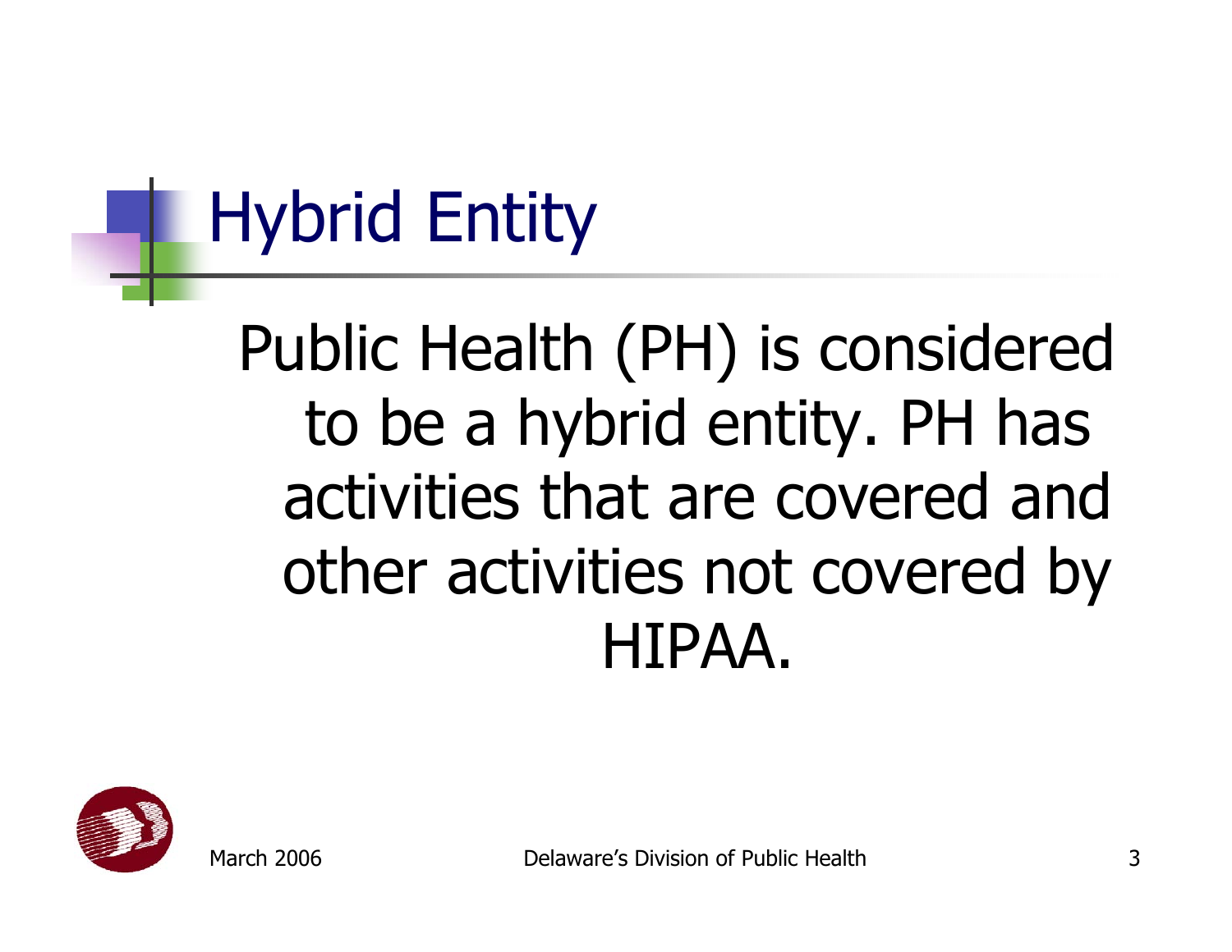# Hybrid Entity

Public Health (PH) is considered to be a hybrid entity. PH has activities that are covered and other activities not covered by HIPAA.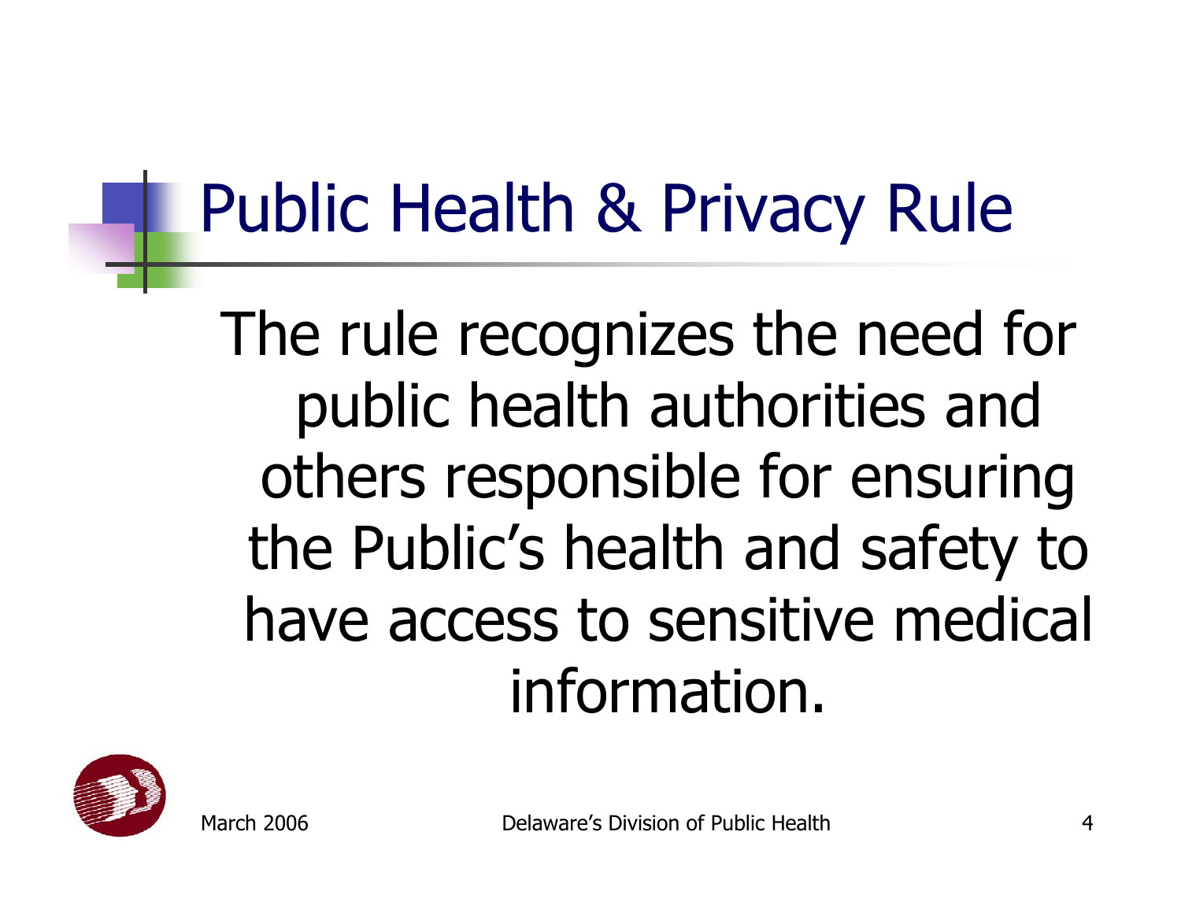# Public Health & Privacy Rule

The rule recognizes the need for public health authorities and others responsible for ensuring the Public's health and safety to have access to sensitive medical information.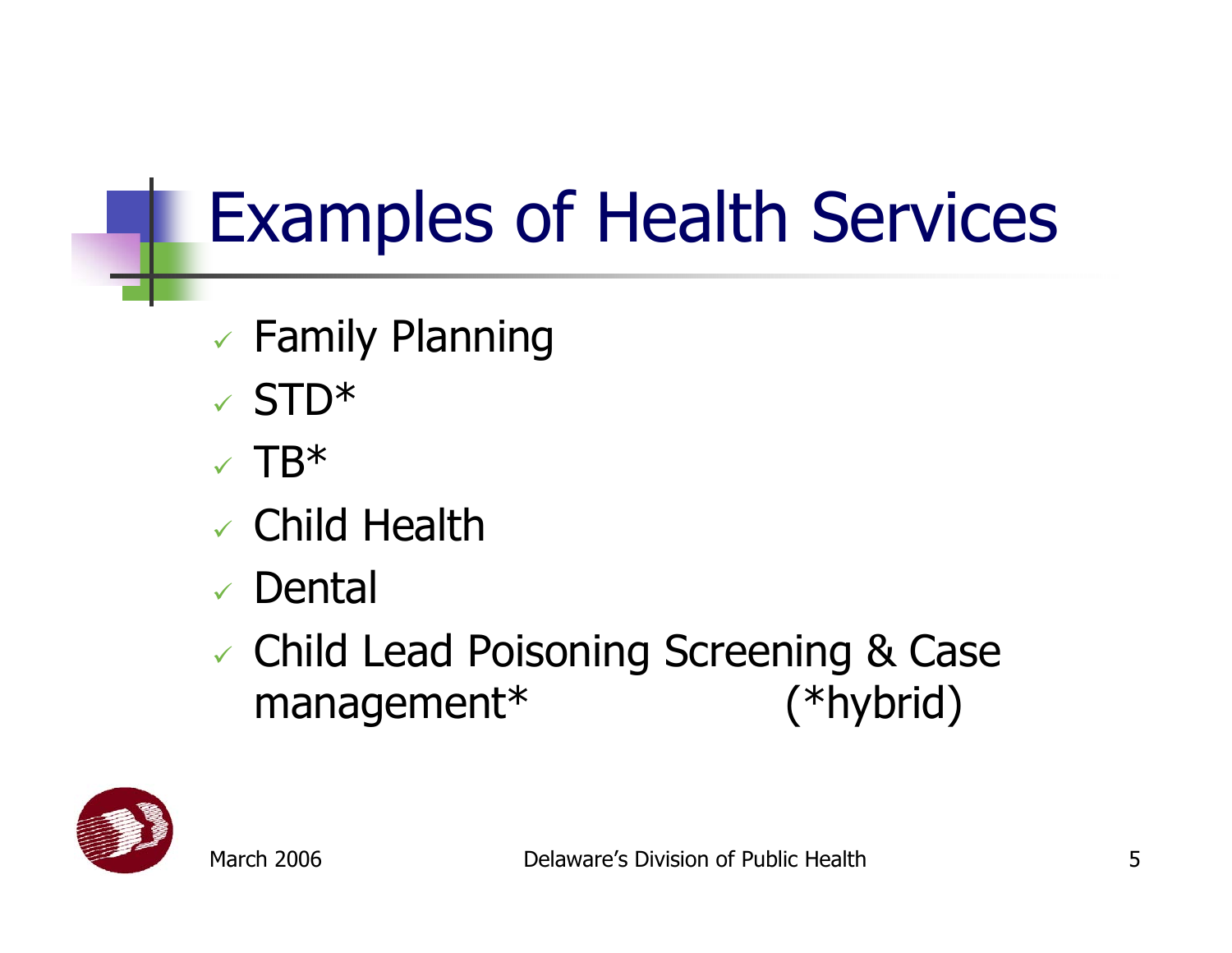# Examples of Health Services

- Family Planning
- STD*
- TB*
- Child Health
- Dental
- Child Lead Poisoning Screening & Case management* (*hybrid)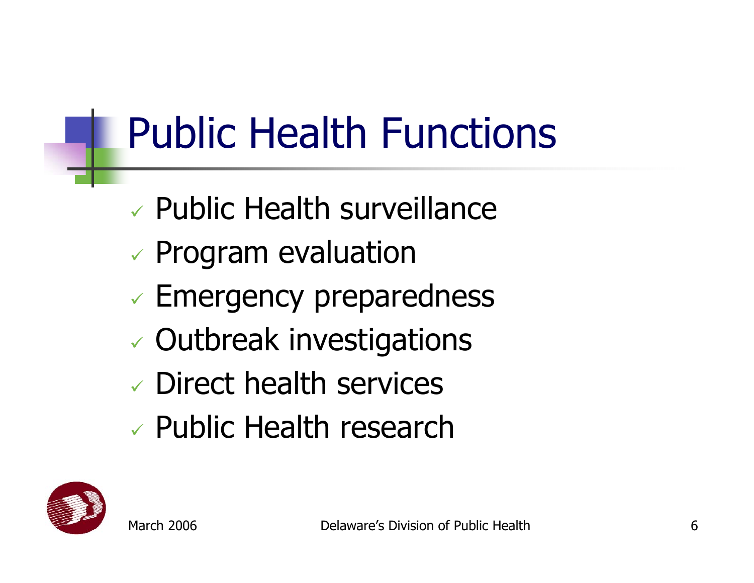# Public Health Functions

- ✓ Public Health surveillance
- ✓ Program evaluation
- ✓ Emergency preparedness
- ✓ Outbreak investigations
- ✓ Direct health services
- ✓ Public Health research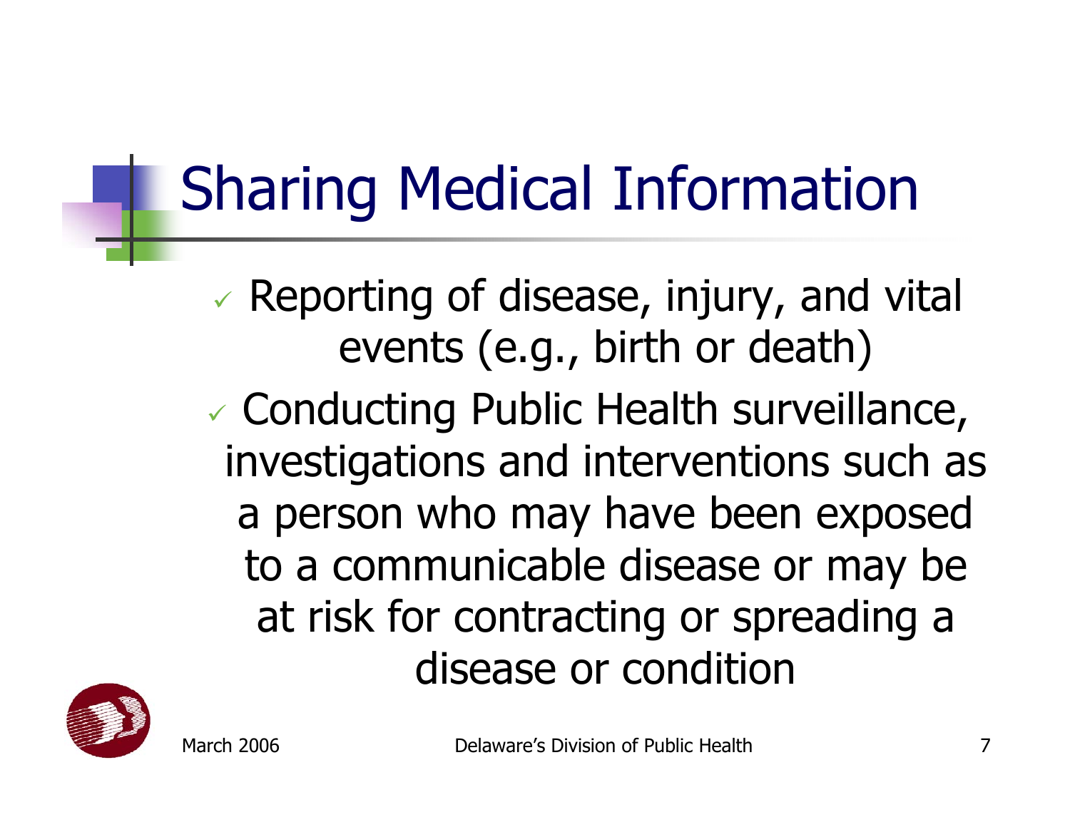# Sharing Medical Information

- ✓ Reporting of disease, injury, and vital events (e.g., birth or death)
- ✓ Conducting Public Health surveillance, investigations and interventions such as a person who may have been exposed to a communicable disease or may be at risk for contracting or spreading a disease or condition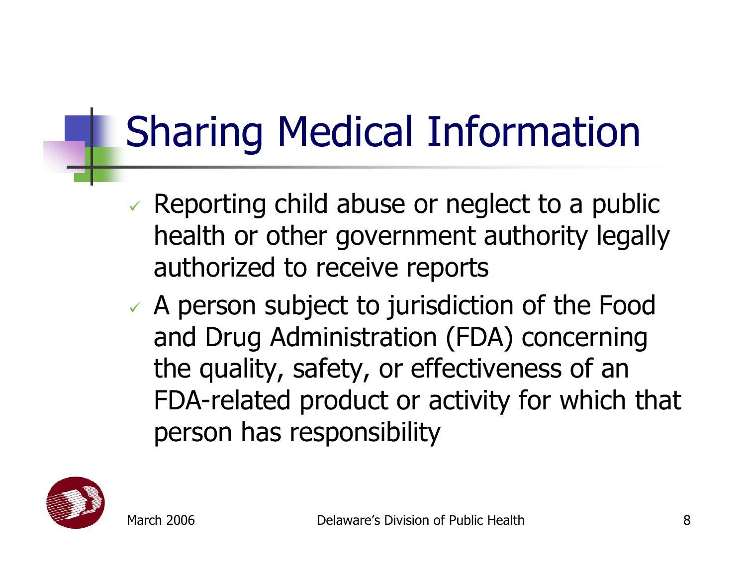# Sharing Medical Information

- ✓ Reporting child abuse or neglect to a public health or other government authority legally authorized to receive reports
- ✓ A person subject to jurisdiction of the Food and Drug Administration (FDA) concerning the quality, safety, or effectiveness of an FDA-related product or activity for which that person has responsibility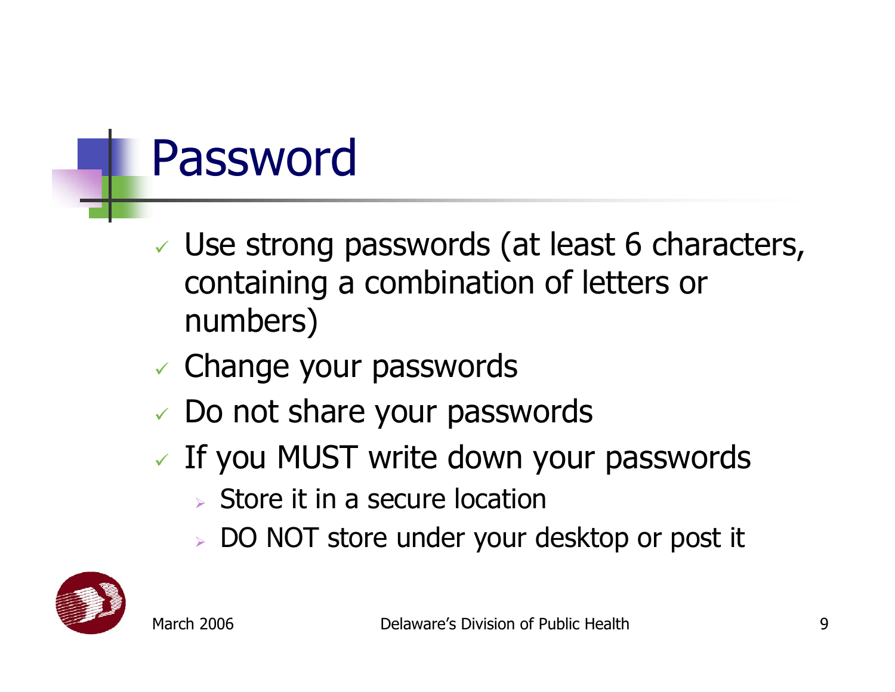# Password

- Use strong passwords (at least 6 characters, containing a combination of letters or numbers)
- Change your passwords
- Do not share your passwords
- If you MUST write down your passwords
  - Store it in a secure location
  - DO NOT store under your desktop or post it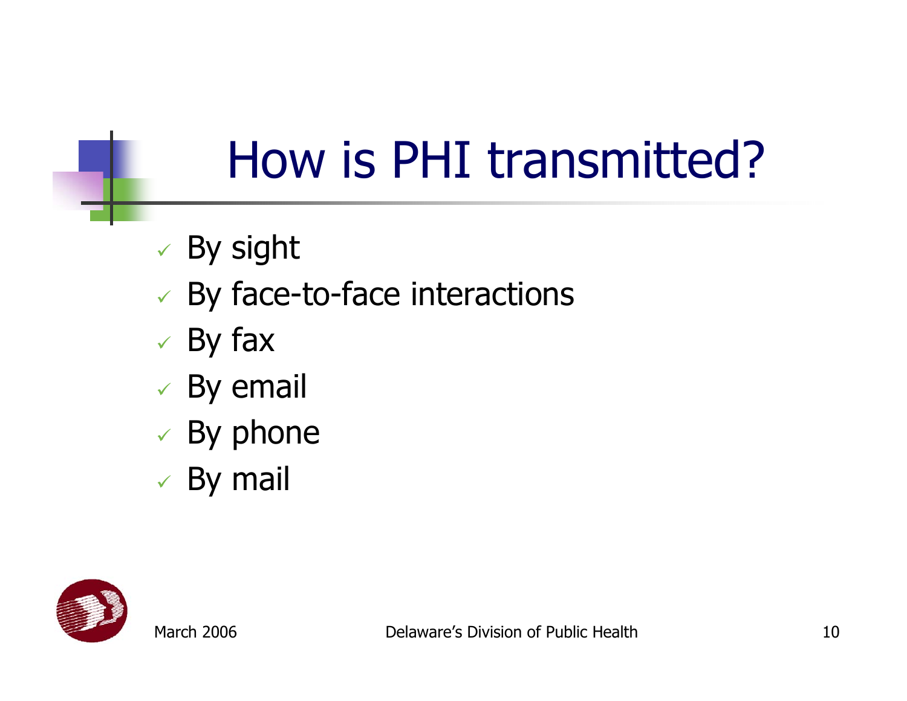# How is PHI transmitted?

- ✓ By sight
- ✓ By face-to-face interactions
- ✓ By fax
- ✓ By email
- ✓ By phone
- ✓ By mail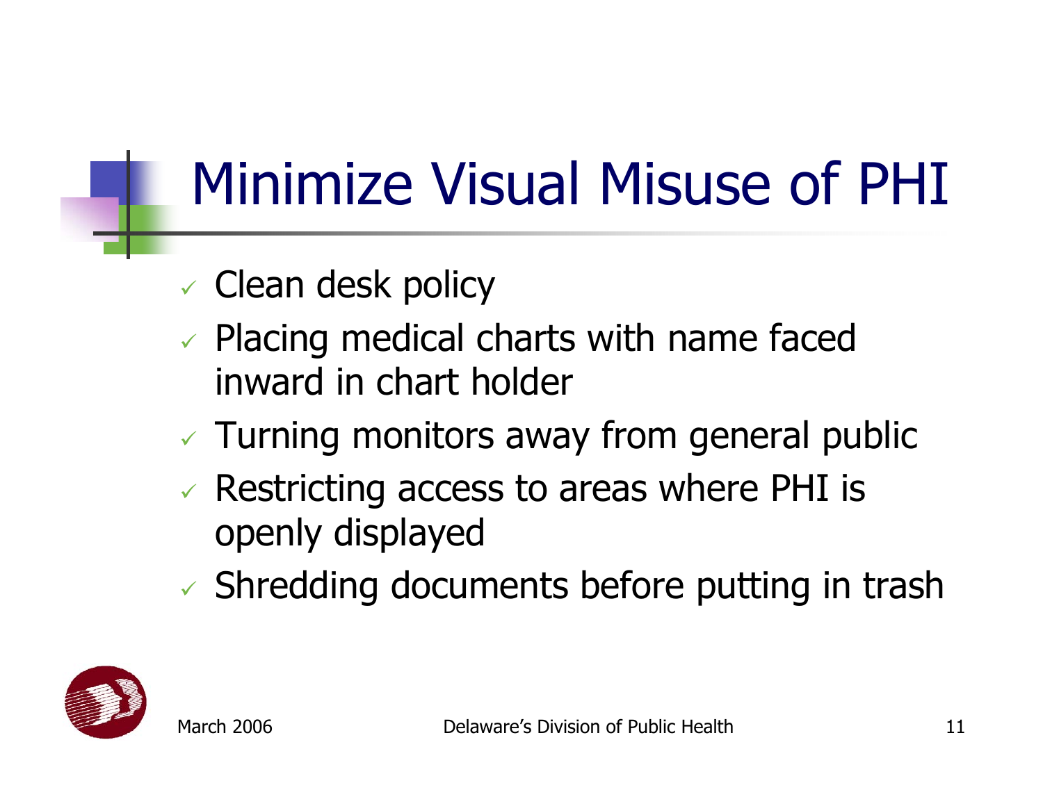# Minimize Visual Misuse of PHI

- Clean desk policy
- Placing medical charts with name faced inward in chart holder
- Turning monitors away from general public
- Restricting access to areas where PHI is openly displayed
- Shredding documents before putting in trash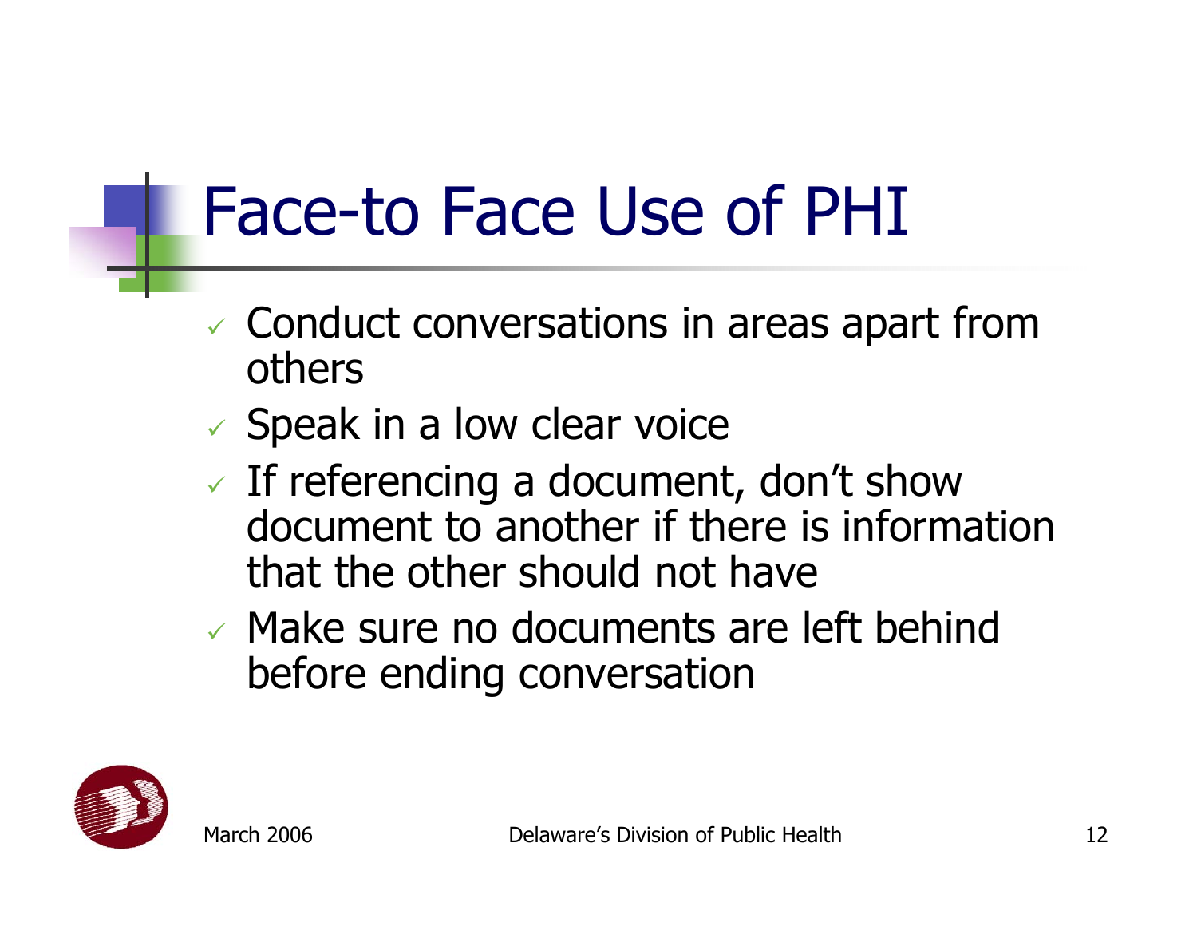# Face-to Face Use of PHI

- Conduct conversations in areas apart from others
- Speak in a low clear voice
- If referencing a document, don't show document to another if there is information that the other should not have
- Make sure no documents are left behind before ending conversation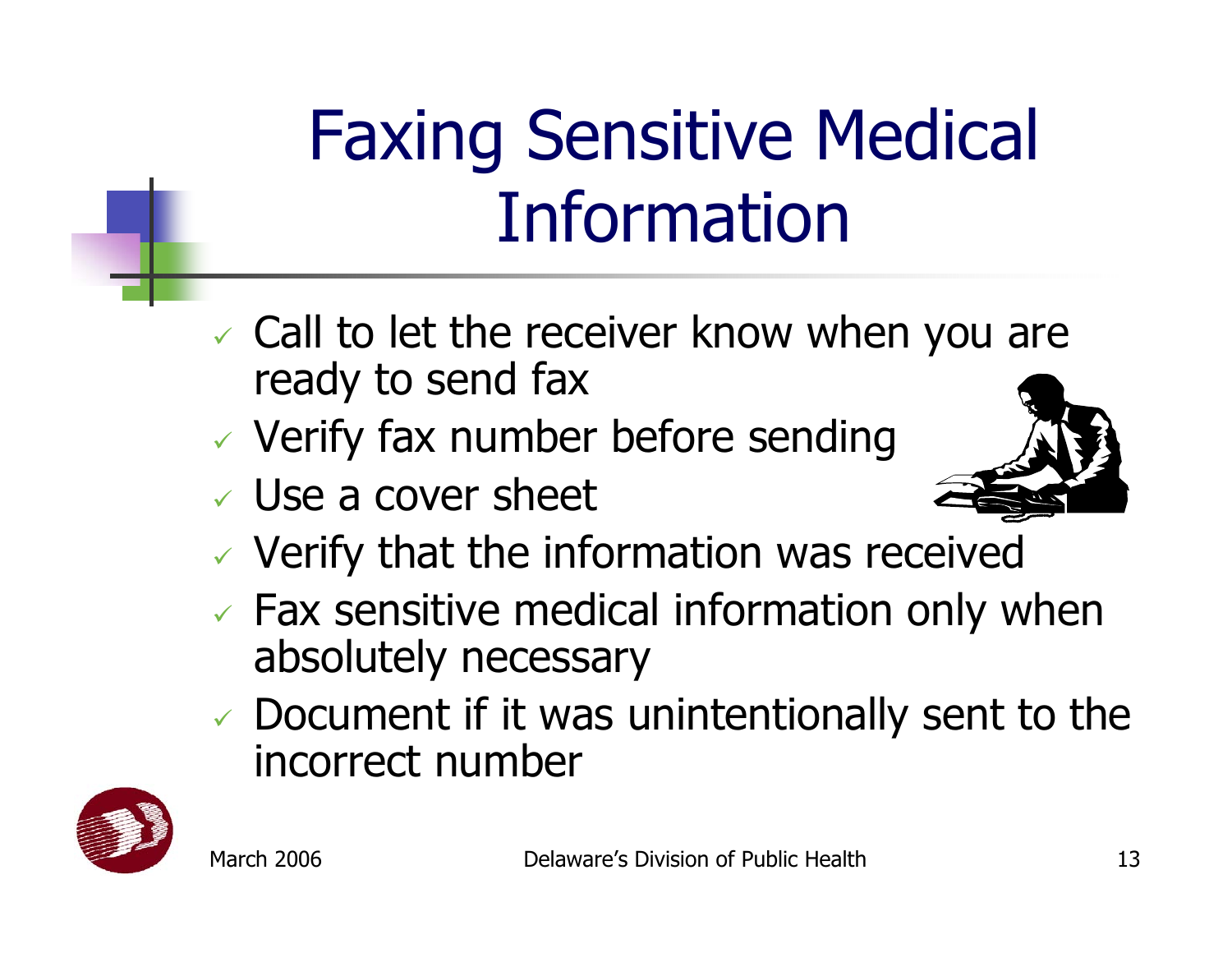# Faxing Sensitive Medical Information

- Call to let the receiver know when you are ready to send fax
- Verify fax number before sending
- Use a cover sheet
- Verify that the information was received
- Fax sensitive medical information only when absolutely necessary
- Document if it was unintentionally sent to the incorrect number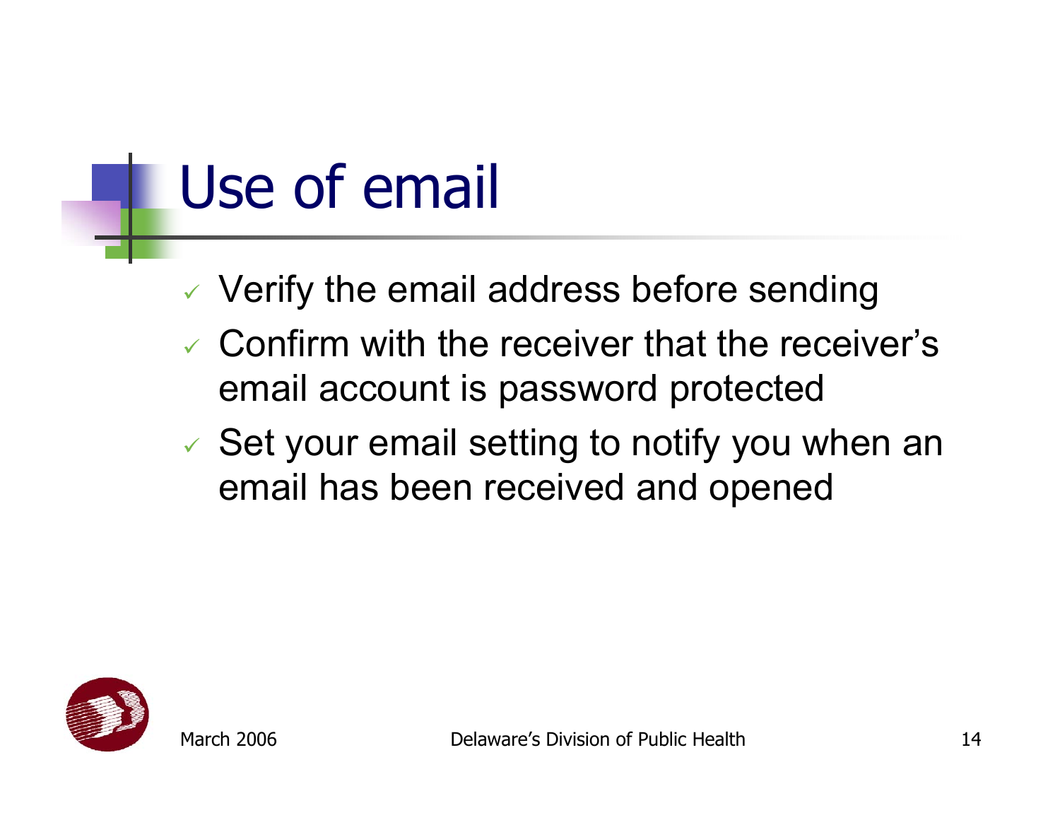# Use of email

- Verify the email address before sending
- Confirm with the receiver that the receiver's email account is password protected
- Set your email setting to notify you when an email has been received and opened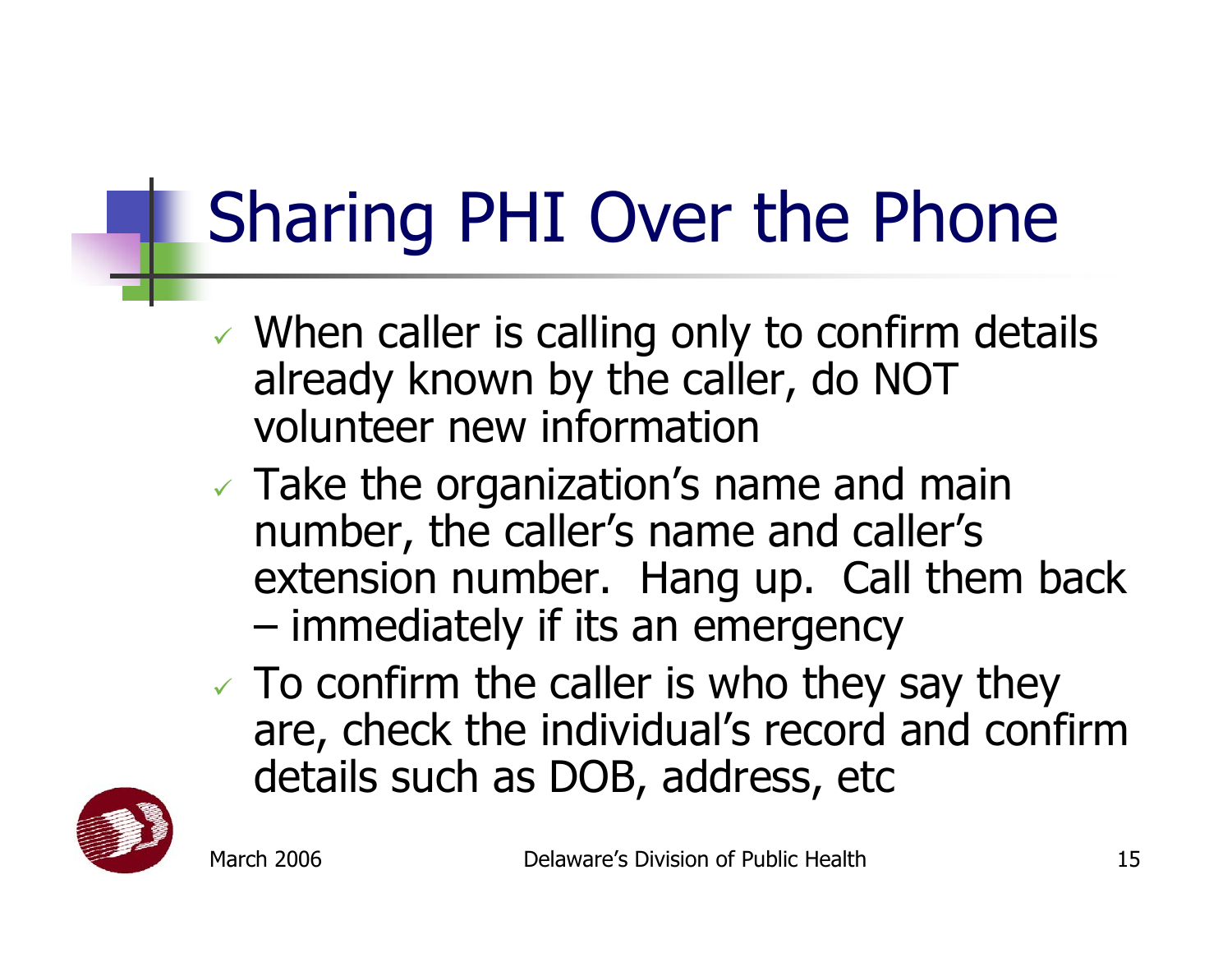# Sharing PHI Over the Phone

- When caller is calling only to confirm details already known by the caller, do NOT volunteer new information
- Take the organization's name and main number, the caller's name and caller's extension number. Hang up. Call them back – immediately if its an emergency
- To confirm the caller is who they say they are, check the individual's record and confirm details such as DOB, address, etc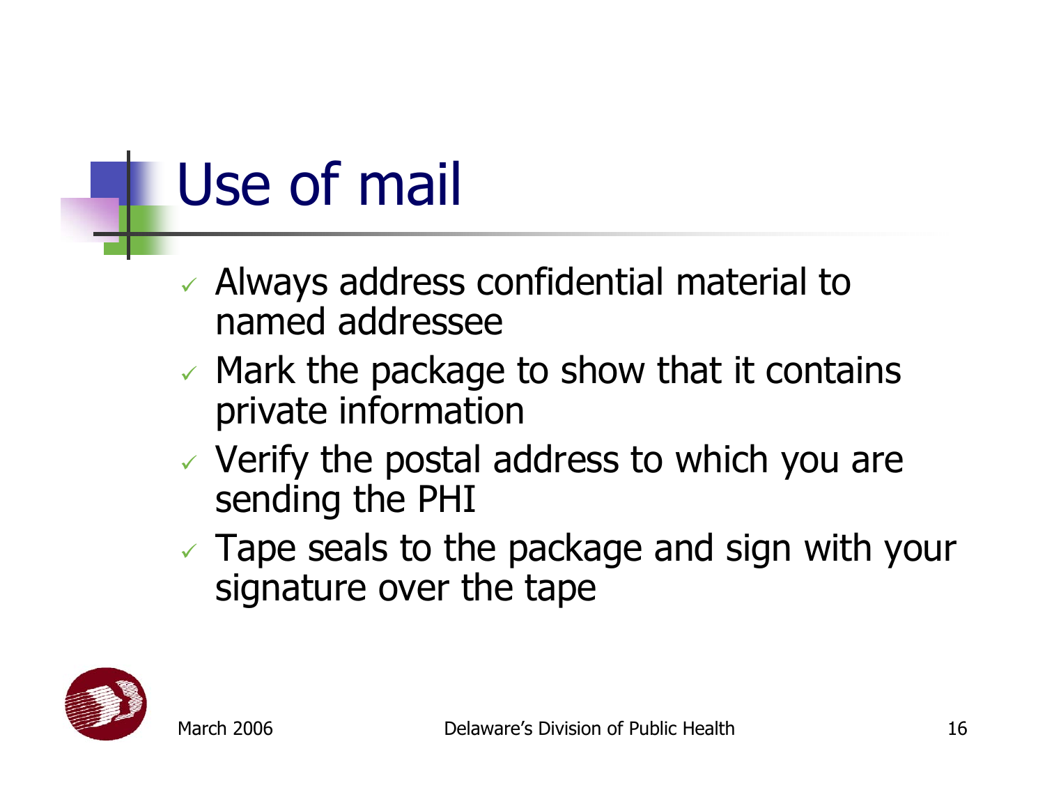# Use of mail

- Always address confidential material to named addressee
- Mark the package to show that it contains private information
- Verify the postal address to which you are sending the PHI
- Tape seals to the package and sign with your signature over the tape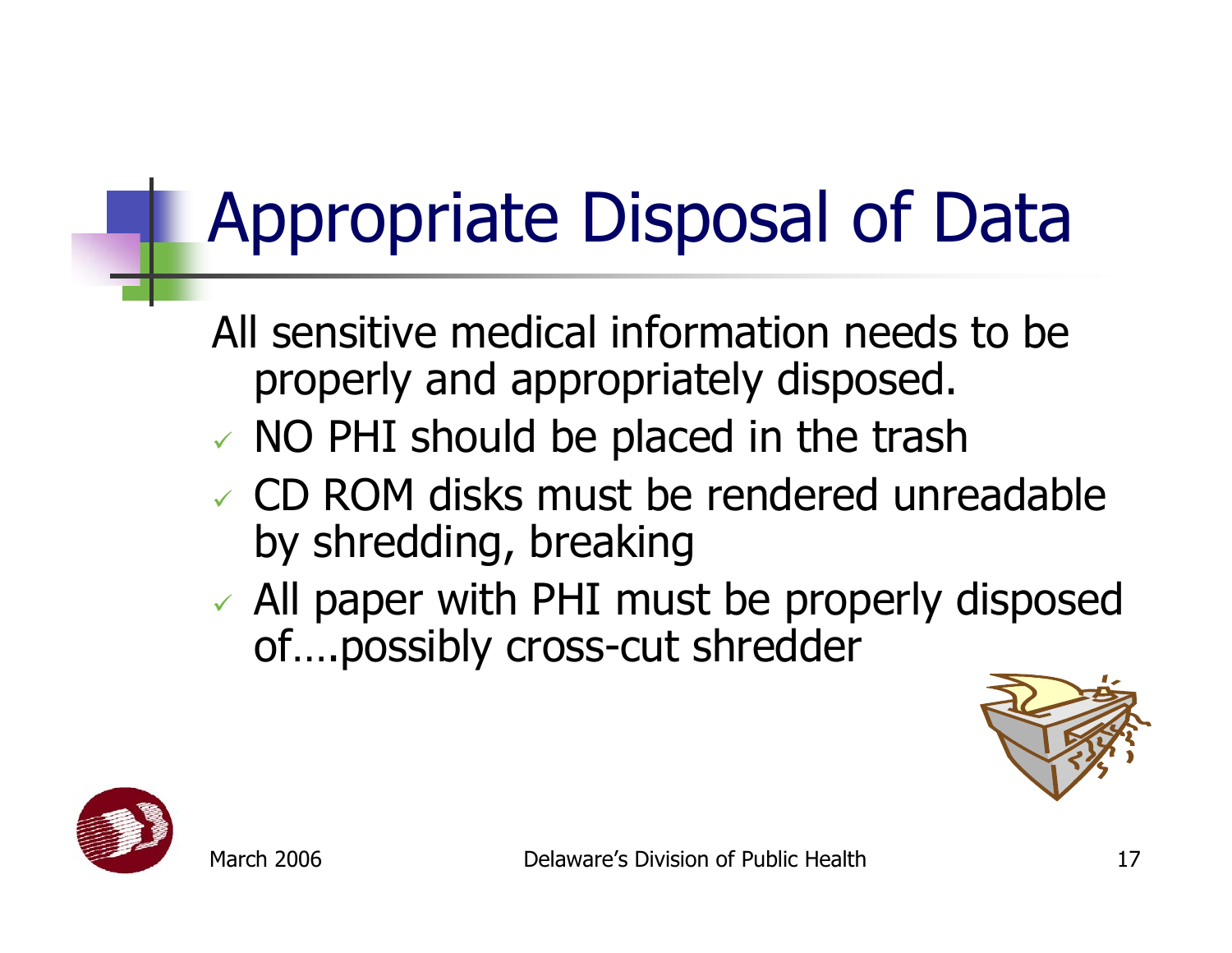# Appropriate Disposal of Data

All sensitive medical information needs to be properly and appropriately disposed.

- ✓ NO PHI should be placed in the trash
- ✓ CD ROM disks must be rendered unreadable by shredding, breaking
- ✓ All paper with PHI must be properly disposed of….possibly cross-cut shredder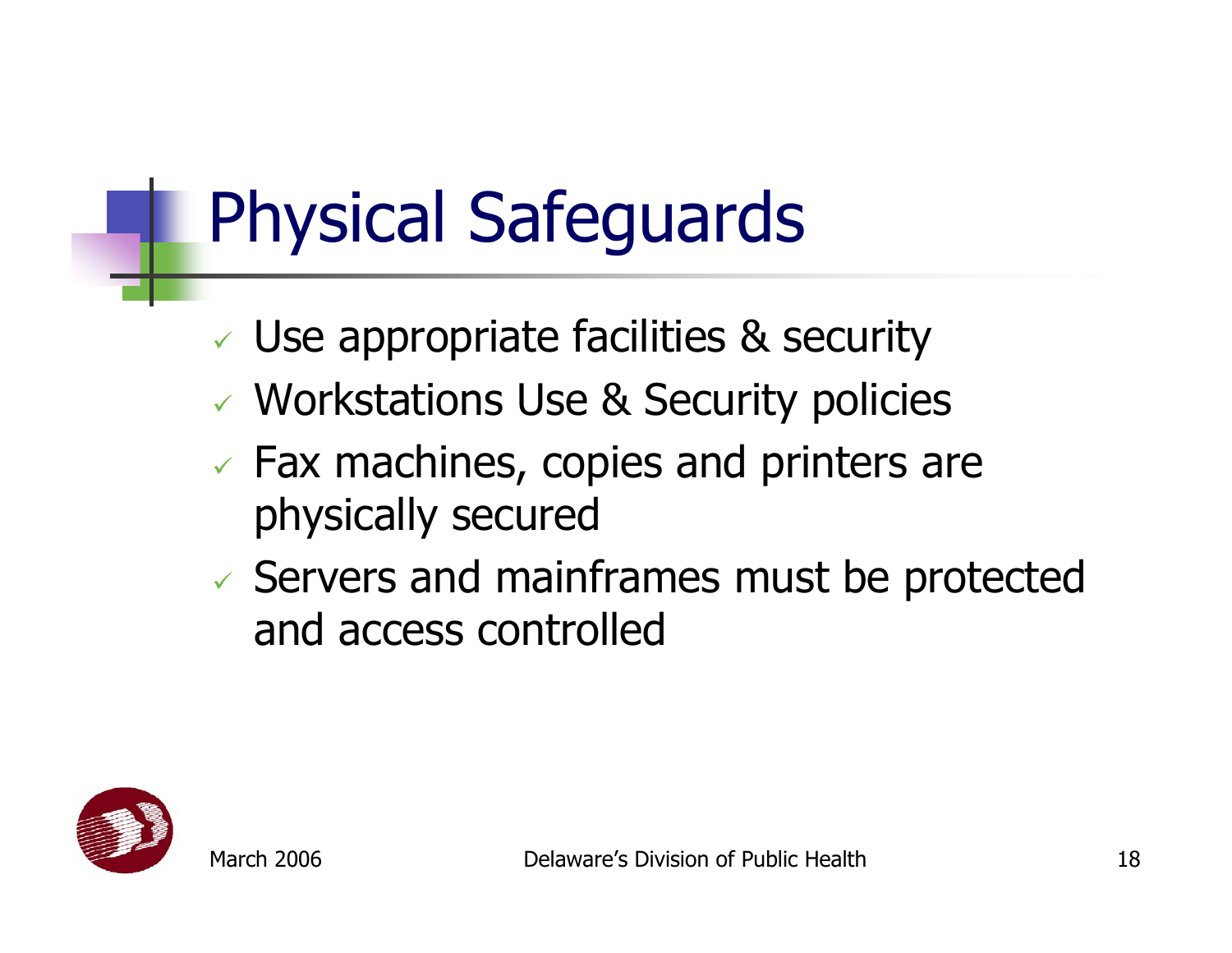# Physical Safeguards

- ✓ Use appropriate facilities & security
- ✓ Workstations Use & Security policies
- ✓ Fax machines, copies and printers are physically secured
- ✓ Servers and mainframes must be protected and access controlled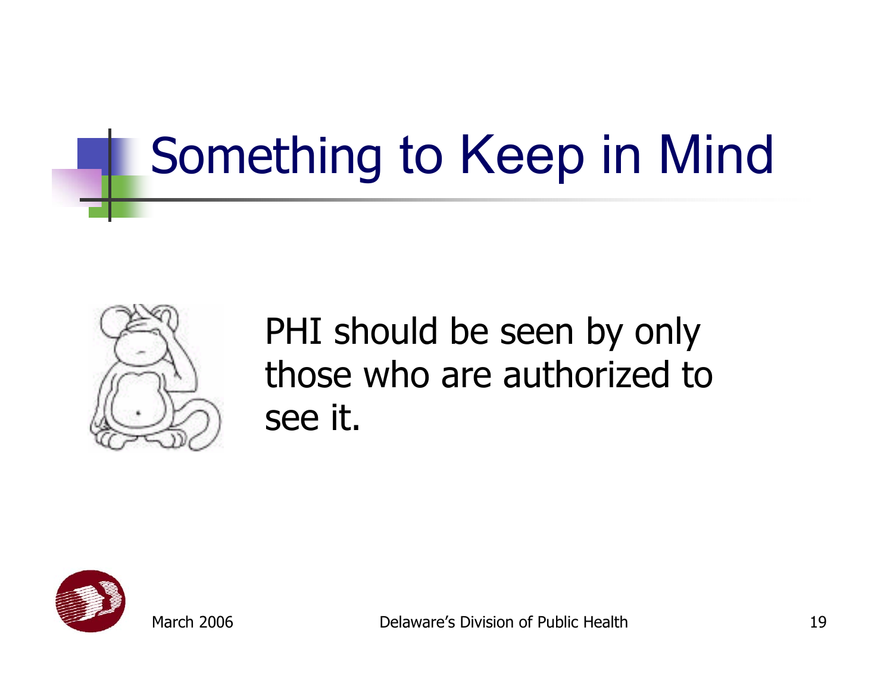# Something to Keep in Mind

PHI should be seen by only those who are authorized to see it.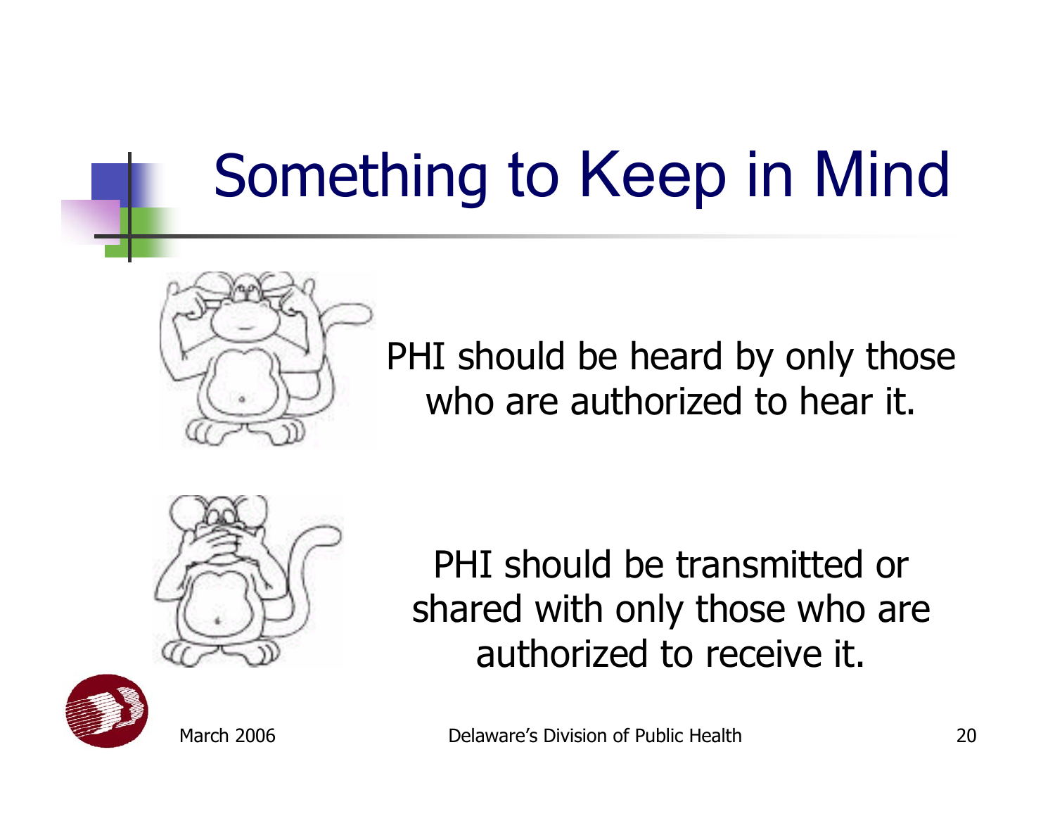# Something to Keep in Mind

PHI should be heard by only those who are authorized to hear it.

PHI should be transmitted or shared with only those who are authorized to receive it.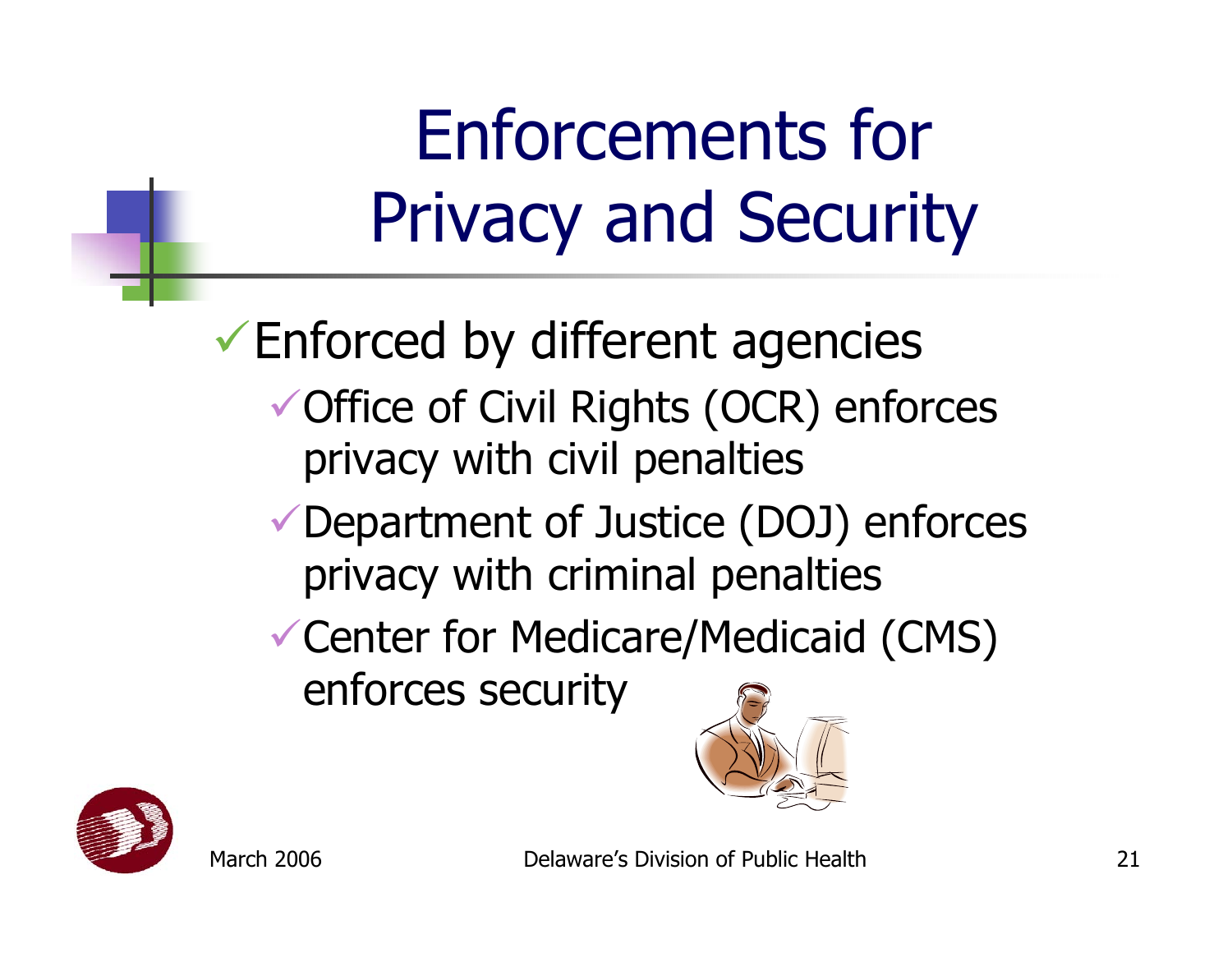# Enforcements for Privacy and Security

- Enforced by different agencies
  - Office of Civil Rights (OCR) enforces privacy with civil penalties
  - Department of Justice (DOJ) enforces privacy with criminal penalties
  - Center for Medicare/Medicaid (CMS) enforces security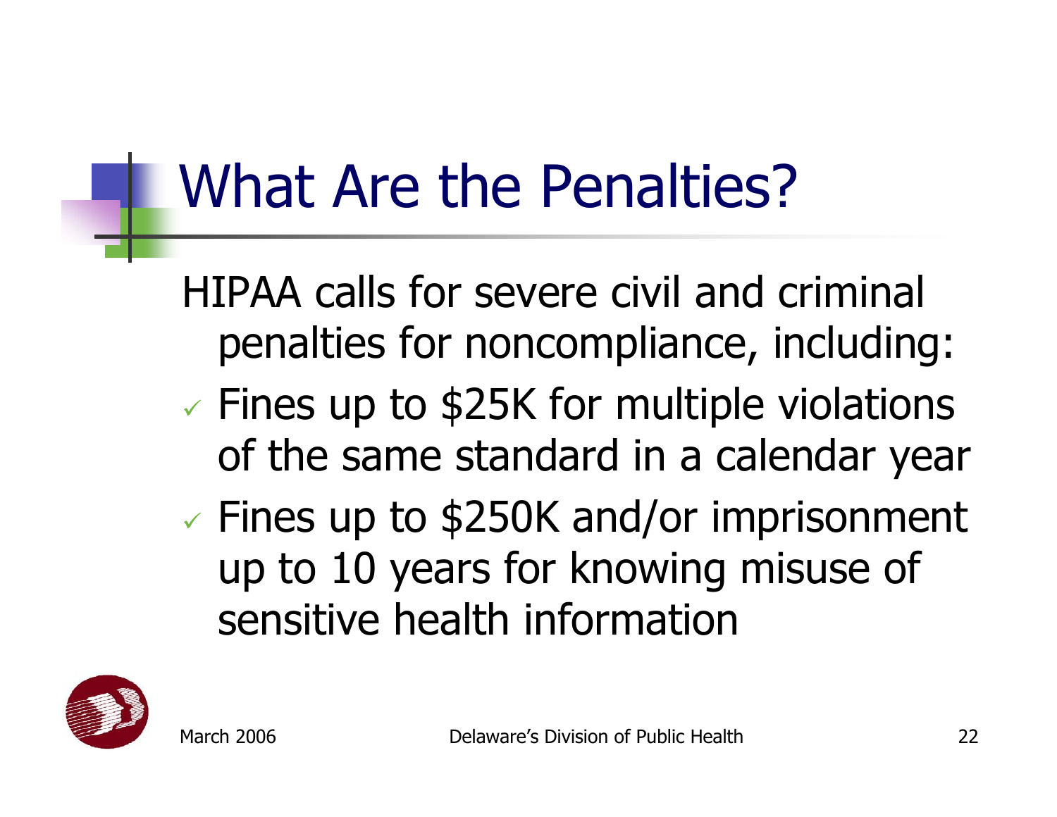# What Are the Penalties?

HIPAA calls for severe civil and criminal penalties for noncompliance, including:

- ✓ Fines up to $25K for multiple violations of the same standard in a calendar year
- ✓ Fines up to $250K and/or imprisonment up to 10 years for knowing misuse of sensitive health information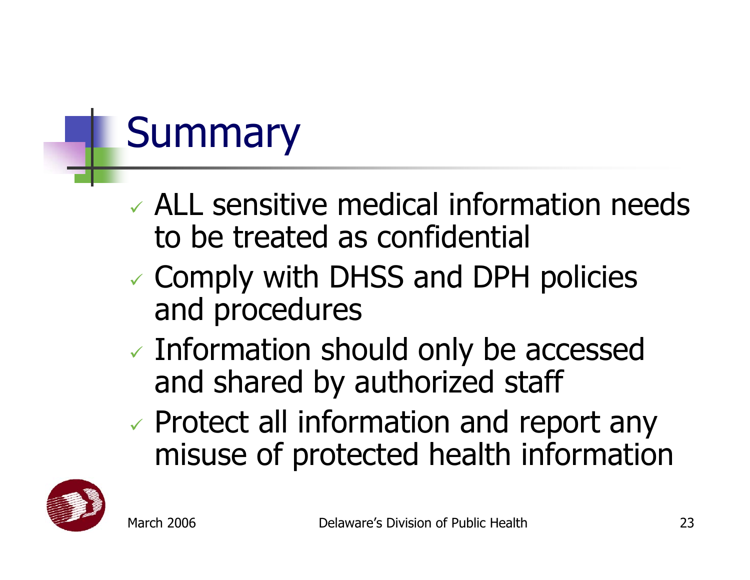# Summary

- ALL sensitive medical information needs to be treated as confidential
- Comply with DHSS and DPH policies and procedures
- Information should only be accessed and shared by authorized staff
- Protect all information and report any misuse of protected health information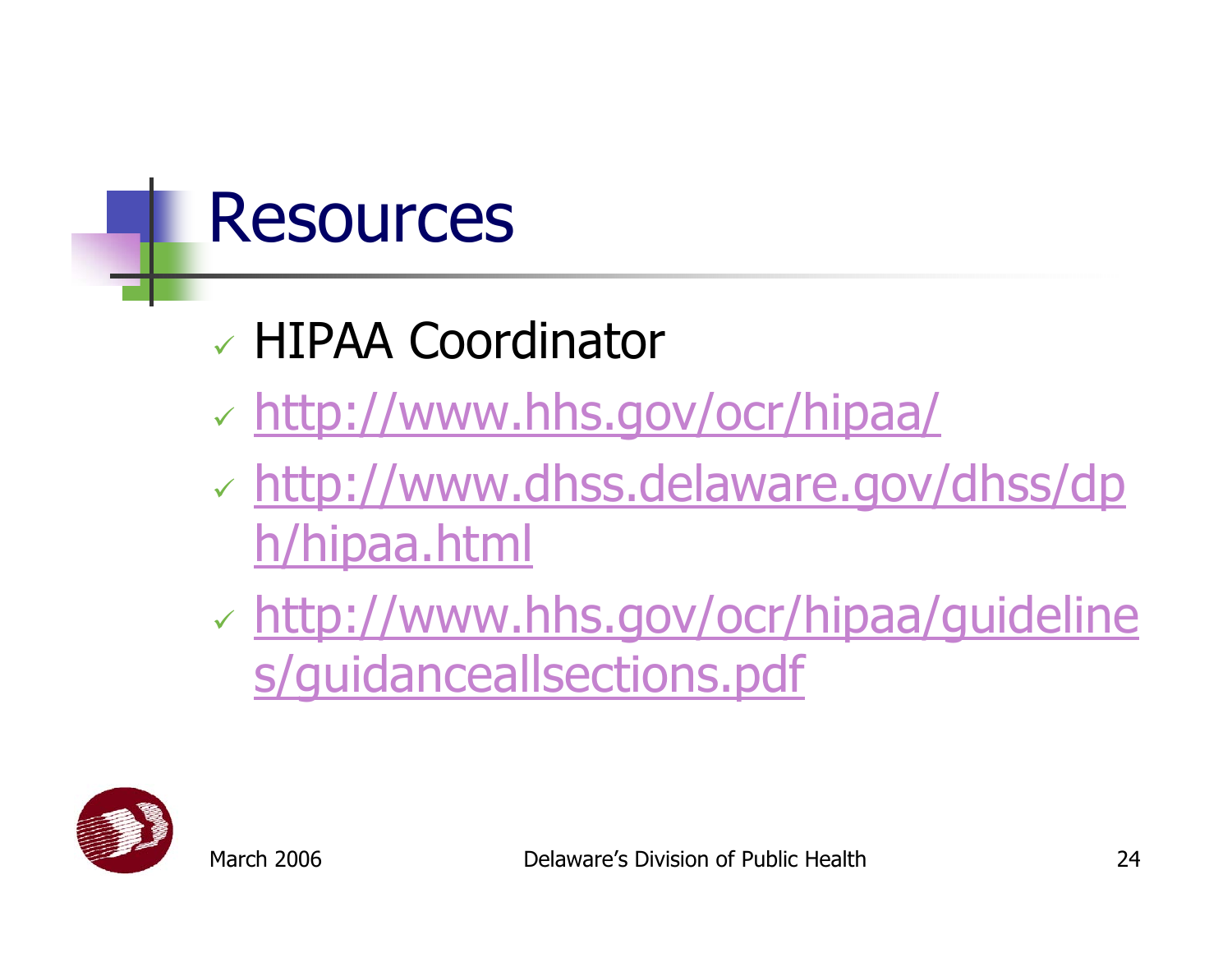# Resources

- HIPAA Coordinator
- http://www.hhs.gov/ocr/hipaa/
- http://www.dhss.delaware.gov/dhss/dph/hipaa.html
- http://www.hhs.gov/ocr/hipaa/guidelines/guidanceallsections.pdf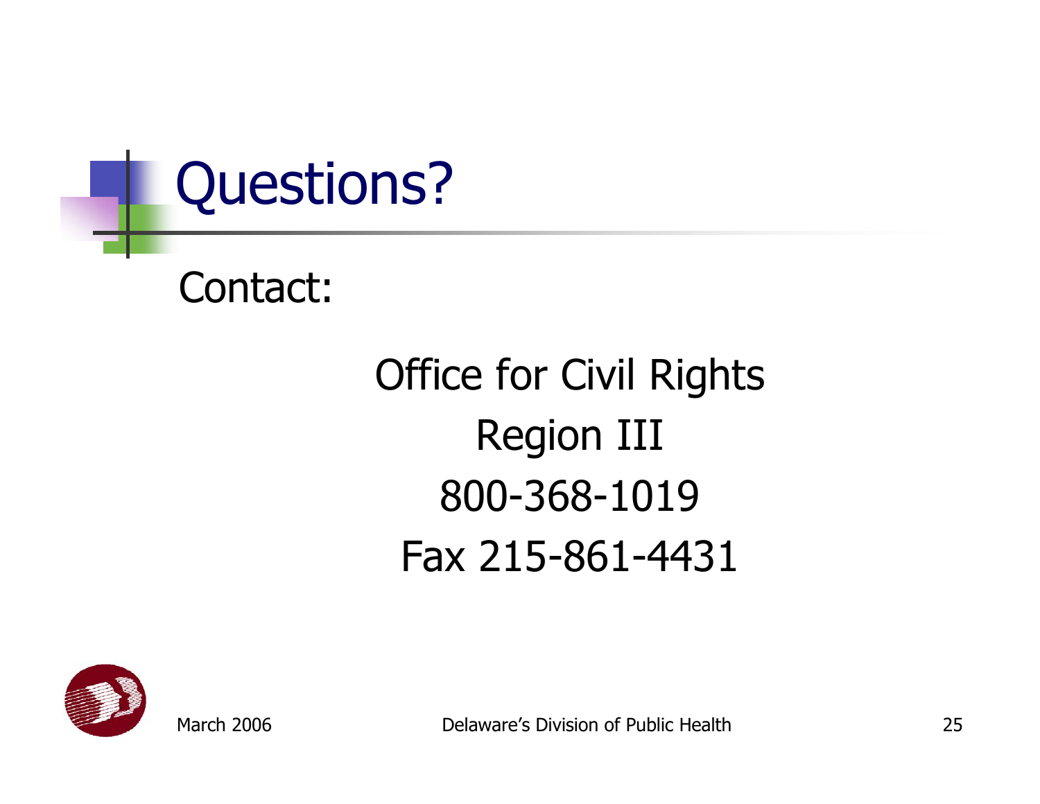# Questions?

Contact:

Office for Civil Rights

Region III

800-368-1019

Fax 215-861-4431